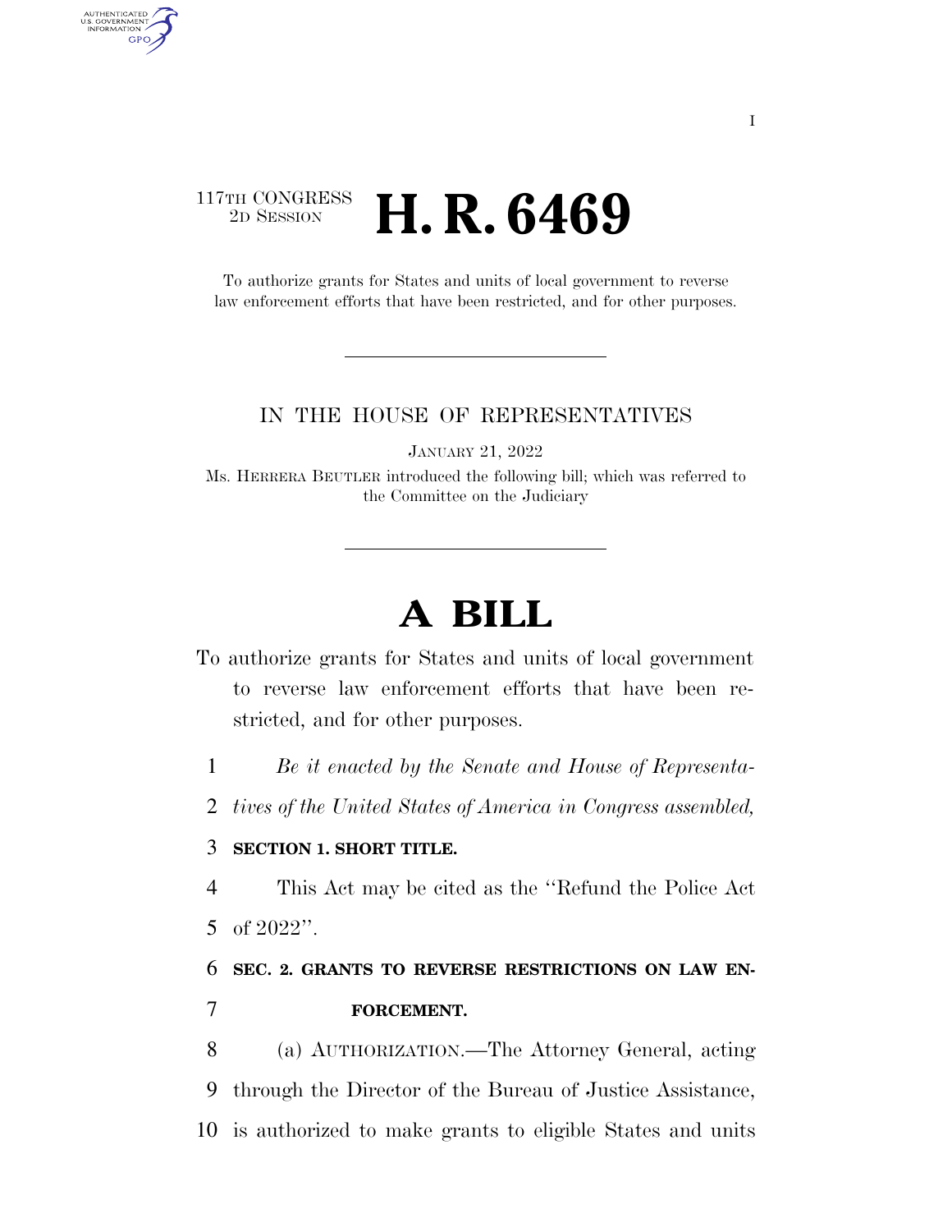117TH CONGRESS
2D SESSION

# H. R. 6469

To authorize grants for States and units of local government to reverse law enforcement efforts that have been restricted, and for other purposes.

IN THE HOUSE OF REPRESENTATIVES

JANUARY 21, 2022

Ms. HERRERA BEUTLER introduced the following bill; which was referred to the Committee on the Judiciary

# A BILL

To authorize grants for States and units of local government to reverse law enforcement efforts that have been restricted, and for other purposes.

1 *Be it enacted by the Senate and House of Representa-*
2 *tives of the United States of America in Congress assembled,*

3 **SECTION 1. SHORT TITLE.**

4 This Act may be cited as the ''Refund the Police Act
5 of 2022''.

6 **SEC. 2. GRANTS TO REVERSE RESTRICTIONS ON LAW EN-**
7 **FORCEMENT.**

8 (a) AUTHORIZATION.—The Attorney General, acting
9 through the Director of the Bureau of Justice Assistance,
10 is authorized to make grants to eligible States and units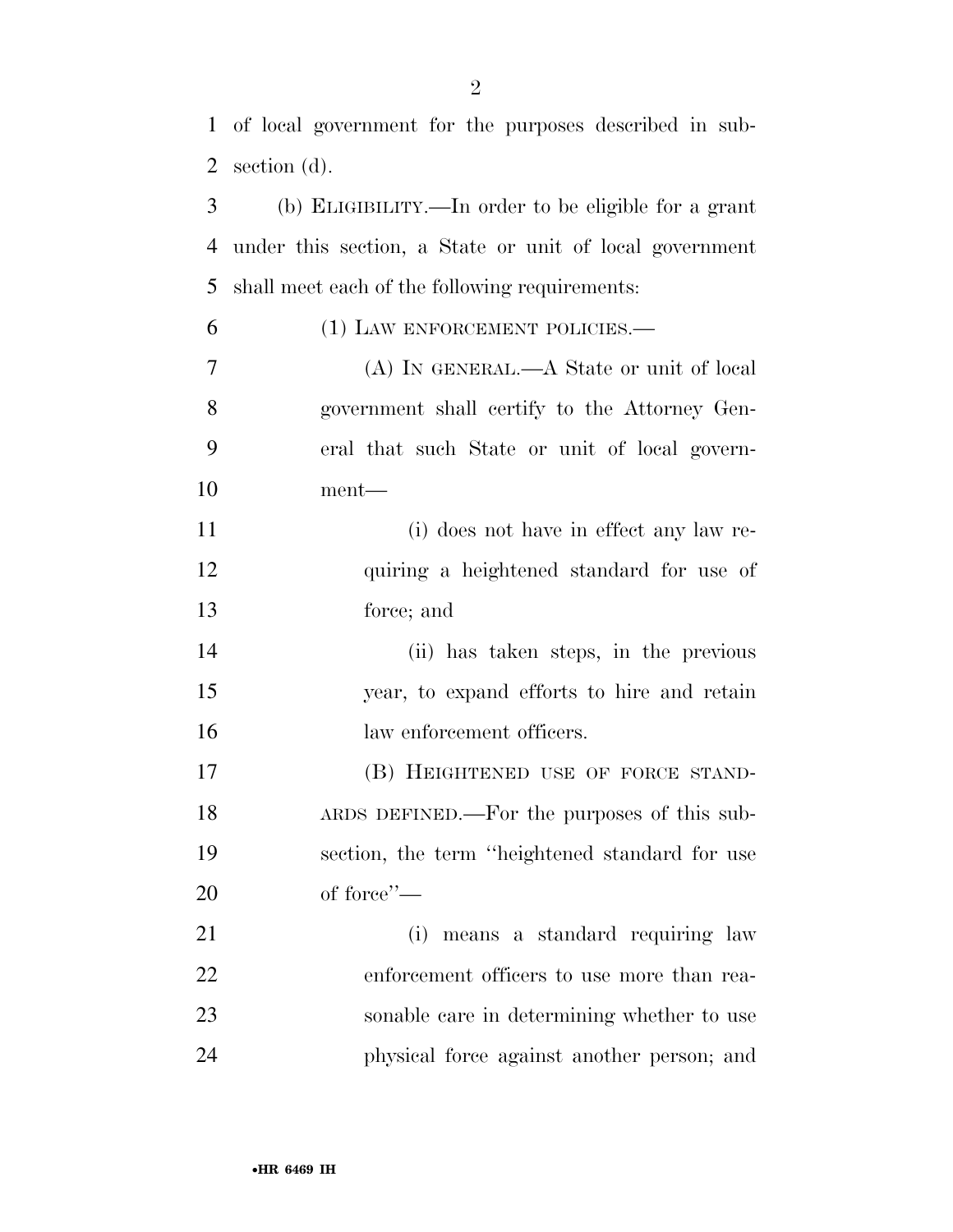of local government for the purposes described in subsection (d).

(b) ELIGIBILITY.—In order to be eligible for a grant under this section, a State or unit of local government shall meet each of the following requirements:

(1) LAW ENFORCEMENT POLICIES.—

(A) IN GENERAL.—A State or unit of local government shall certify to the Attorney General that such State or unit of local government—

(i) does not have in effect any law requiring a heightened standard for use of force; and

(ii) has taken steps, in the previous year, to expand efforts to hire and retain law enforcement officers.

(B) HEIGHTENED USE OF FORCE STANDARDS DEFINED.—For the purposes of this subsection, the term "heightened standard for use of force"—

(i) means a standard requiring law enforcement officers to use more than reasonable care in determining whether to use physical force against another person; and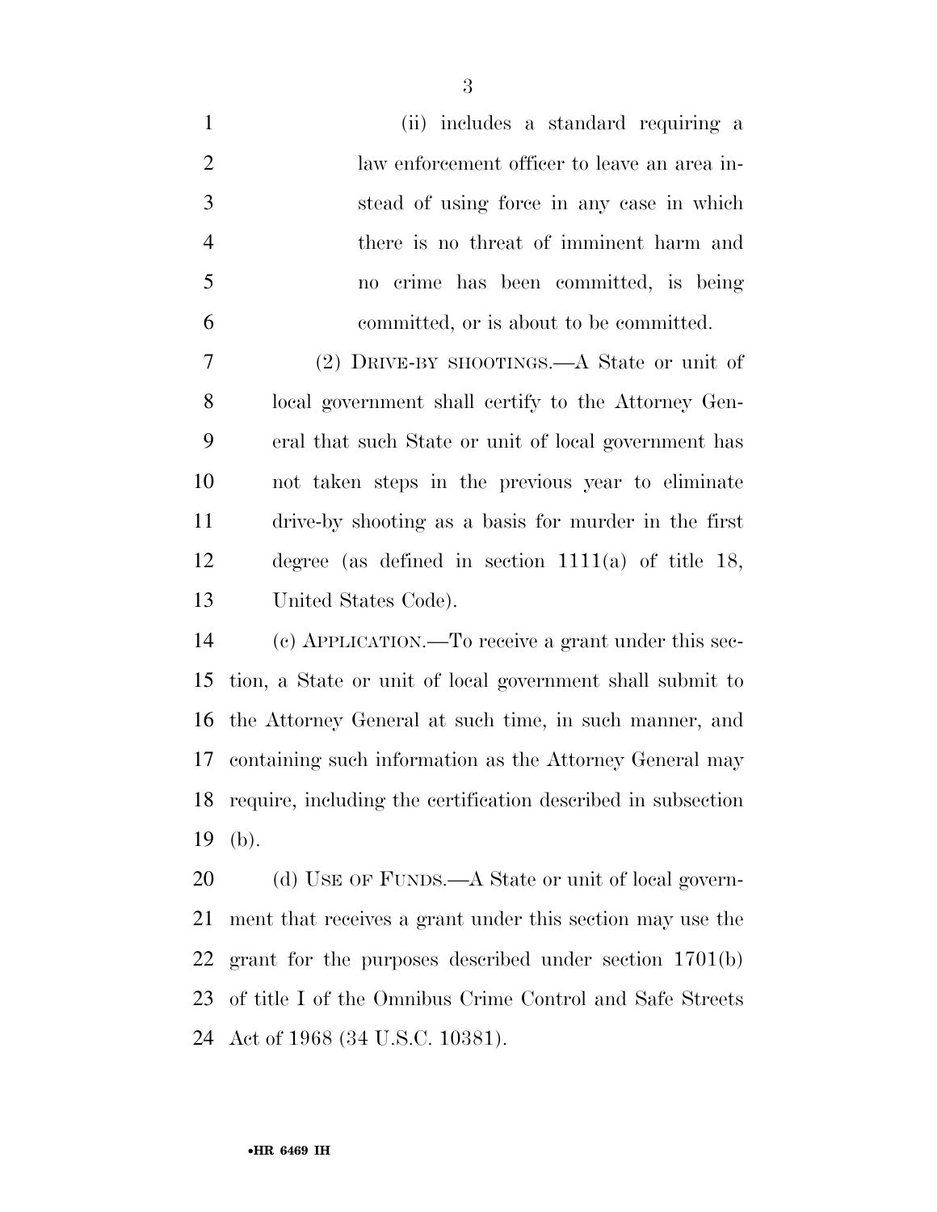(ii) includes a standard requiring a law enforcement officer to leave an area instead of using force in any case in which there is no threat of imminent harm and no crime has been committed, is being committed, or is about to be committed.

(2) DRIVE-BY SHOOTINGS.—A State or unit of local government shall certify to the Attorney General that such State or unit of local government has not taken steps in the previous year to eliminate drive-by shooting as a basis for murder in the first degree (as defined in section 1111(a) of title 18, United States Code).

(c) APPLICATION.—To receive a grant under this section, a State or unit of local government shall submit to the Attorney General at such time, in such manner, and containing such information as the Attorney General may require, including the certification described in subsection (b).

(d) USE OF FUNDS.—A State or unit of local government that receives a grant under this section may use the grant for the purposes described under section 1701(b) of title I of the Omnibus Crime Control and Safe Streets Act of 1968 (34 U.S.C. 10381).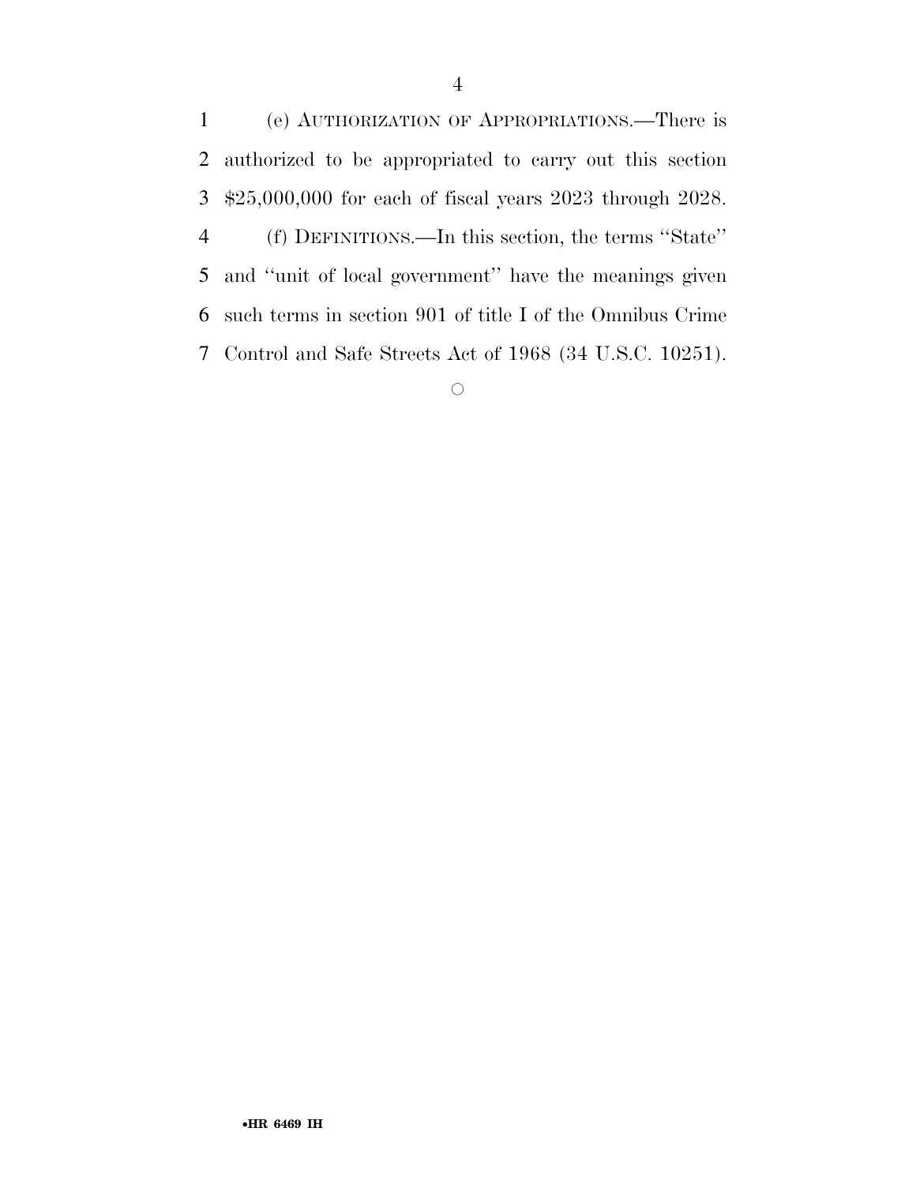(e) AUTHORIZATION OF APPROPRIATIONS.—There is authorized to be appropriated to carry out this section $25,000,000 for each of fiscal years 2023 through 2028.

(f) DEFINITIONS.—In this section, the terms ''State'' and ''unit of local government'' have the meanings given such terms in section 901 of title I of the Omnibus Crime Control and Safe Streets Act of 1968 (34 U.S.C. 10251).